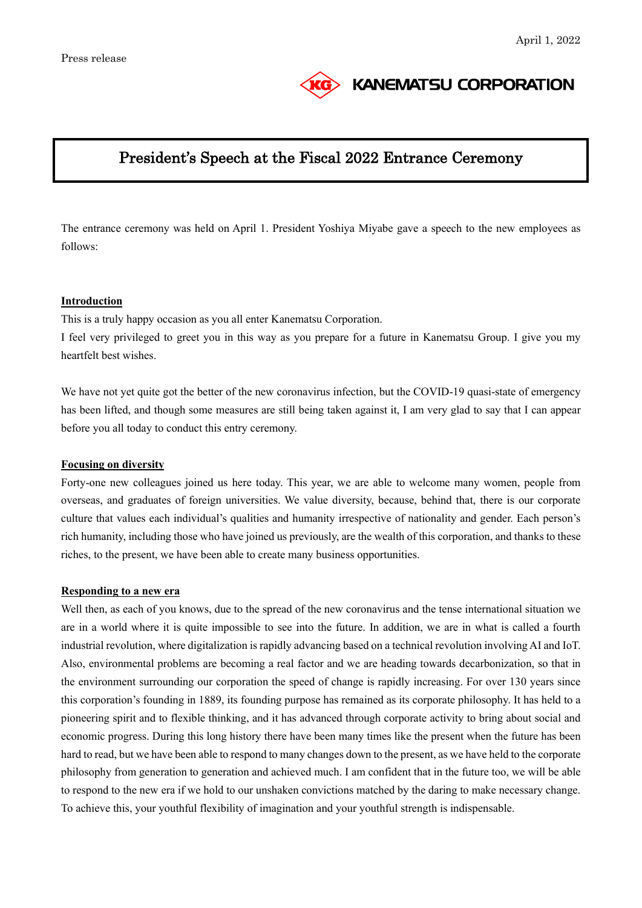April 1, 2022

Press release

KANEMATSU CORPORATION

# President's Speech at the Fiscal 2022 Entrance Ceremony

The entrance ceremony was held on April 1. President Yoshiya Miyabe gave a speech to the new employees as follows:

**Introduction**

This is a truly happy occasion as you all enter Kanematsu Corporation.

I feel very privileged to greet you in this way as you prepare for a future in Kanematsu Group. I give you my heartfelt best wishes.

We have not yet quite got the better of the new coronavirus infection, but the COVID-19 quasi-state of emergency has been lifted, and though some measures are still being taken against it, I am very glad to say that I can appear before you all today to conduct this entry ceremony.

**Focusing on diversity**

Forty-one new colleagues joined us here today. This year, we are able to welcome many women, people from overseas, and graduates of foreign universities. We value diversity, because, behind that, there is our corporate culture that values each individual's qualities and humanity irrespective of nationality and gender. Each person's rich humanity, including those who have joined us previously, are the wealth of this corporation, and thanks to these riches, to the present, we have been able to create many business opportunities.

**Responding to a new era**

Well then, as each of you knows, due to the spread of the new coronavirus and the tense international situation we are in a world where it is quite impossible to see into the future. In addition, we are in what is called a fourth industrial revolution, where digitalization is rapidly advancing based on a technical revolution involving AI and IoT. Also, environmental problems are becoming a real factor and we are heading towards decarbonization, so that in the environment surrounding our corporation the speed of change is rapidly increasing. For over 130 years since this corporation's founding in 1889, its founding purpose has remained as its corporate philosophy. It has held to a pioneering spirit and to flexible thinking, and it has advanced through corporate activity to bring about social and economic progress. During this long history there have been many times like the present when the future has been hard to read, but we have been able to respond to many changes down to the present, as we have held to the corporate philosophy from generation to generation and achieved much. I am confident that in the future too, we will be able to respond to the new era if we hold to our unshaken convictions matched by the daring to make necessary change. To achieve this, your youthful flexibility of imagination and your youthful strength is indispensable.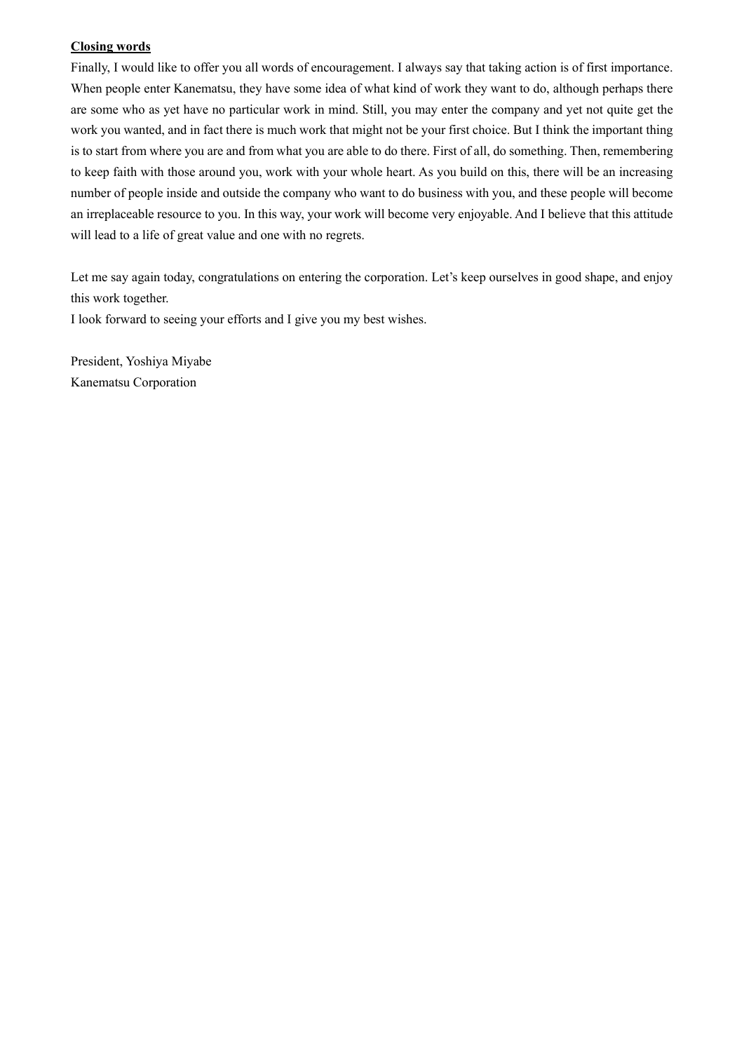**Closing words**

Finally, I would like to offer you all words of encouragement. I always say that taking action is of first importance. When people enter Kanematsu, they have some idea of what kind of work they want to do, although perhaps there are some who as yet have no particular work in mind. Still, you may enter the company and yet not quite get the work you wanted, and in fact there is much work that might not be your first choice. But I think the important thing is to start from where you are and from what you are able to do there. First of all, do something. Then, remembering to keep faith with those around you, work with your whole heart. As you build on this, there will be an increasing number of people inside and outside the company who want to do business with you, and these people will become an irreplaceable resource to you. In this way, your work will become very enjoyable. And I believe that this attitude will lead to a life of great value and one with no regrets.

Let me say again today, congratulations on entering the corporation. Let's keep ourselves in good shape, and enjoy this work together.
I look forward to seeing your efforts and I give you my best wishes.

President, Yoshiya Miyabe
Kanematsu Corporation